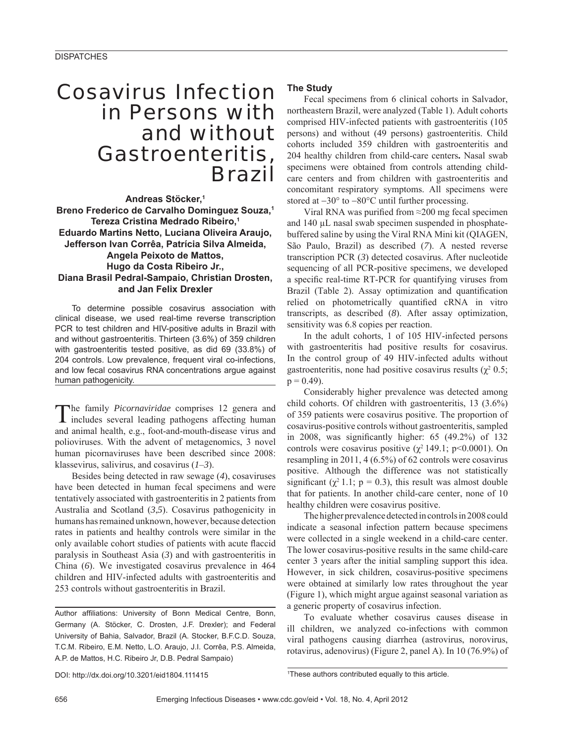# Cosavirus Infection in Persons with and without Gastroenteritis, Brazil

**Andreas Stöcker,[1] Breno Frederico de Carvalho Dominguez Souza,[1] Tereza Cristina Medrado Ribeiro,[1] Eduardo Martins Netto, Luciana Oliveira Araujo, Jefferson Ivan Corrêa, Patrícia Silva Almeida, Angela Peixoto de Mattos, Hugo da Costa Ribeiro Jr., Diana Brasil Pedral-Sampaio, Christian Drosten, and Jan Felix Drexler**

To determine possible cosavirus association with clinical disease, we used real-time reverse transcription PCR to test children and HIV-positive adults in Brazil with and without gastroenteritis. Thirteen (3.6%) of 359 children with gastroenteritis tested positive, as did 69 (33.8%) of 204 controls. Low prevalence, frequent viral co-infections, and low fecal cosavirus RNA concentrations argue against human pathogenicity.

The family *Picornaviridae* comprises 12 genera and includes several leading pathogens affecting human and animal health, e.g., foot-and-mouth-disease virus and polioviruses. With the advent of metagenomics, 3 novel human picornaviruses have been described since 2008: klassevirus, salivirus, and cosavirus (*1*–*3*).

Besides being detected in raw sewage (*4*), cosaviruses have been detected in human fecal specimens and were tentatively associated with gastroenteritis in 2 patients from Australia and Scotland (*3*,*5*). Cosavirus pathogenicity in humans has remained unknown, however, because detection rates in patients and healthy controls were similar in the only available cohort studies of patients with acute flaccid paralysis in Southeast Asia (*3*) and with gastroenteritis in China (*6*). We investigated cosavirus prevalence in 464 children and HIV-infected adults with gastroenteritis and 253 controls without gastroenteritis in Brazil.

Author affiliations: University of Bonn Medical Centre, Bonn, Germany (A. Stöcker, C. Drosten, J.F. Drexler); and Federal University of Bahia, Salvador, Brazil (A. Stocker, B.F.C.D. Souza, T.C.M. Ribeiro, E.M. Netto, L.O. Araujo, J.I. Corrêa, P.S. Almeida, A.P. de Mattos, H.C. Ribeiro Jr, D.B. Pedral Sampaio)

DOI: http://dx.doi.org/10.3201/eid1804.111415

[1]These authors contributed equally to this article.

## The Study

Fecal specimens from 6 clinical cohorts in Salvador, northeastern Brazil, were analyzed (Table 1). Adult cohorts comprised HIV-infected patients with gastroenteritis (105 persons) and without (49 persons) gastroenteritis. Child cohorts included 359 children with gastroenteritis and 204 healthy children from child-care centers. Nasal swab specimens were obtained from controls attending child-care centers and from children with gastroenteritis and concomitant respiratory symptoms. All specimens were stored at −30° to −80°C until further processing.

Viral RNA was purified from ≈200 mg fecal specimen and 140 µL nasal swab specimen suspended in phosphate-buffered saline by using the Viral RNA Mini kit (QIAGEN, São Paulo, Brazil) as described (*7*). A nested reverse transcription PCR (*3*) detected cosavirus. After nucleotide sequencing of all PCR-positive specimens, we developed a specific real-time RT-PCR for quantifying viruses from Brazil (Table 2). Assay optimization and quantification relied on photometrically quantified cRNA in vitro transcripts, as described (*8*). After assay optimization, sensitivity was 6.8 copies per reaction.

In the adult cohorts, 1 of 105 HIV-infected persons with gastroenteritis had positive results for cosavirus. In the control group of 49 HIV-infected adults without gastroenteritis, none had positive cosavirus results ($\chi^2$ 0.5; p = 0.49).

Considerably higher prevalence was detected among child cohorts. Of children with gastroenteritis, 13 (3.6%) of 359 patients were cosavirus positive. The proportion of cosavirus-positive controls without gastroenteritis, sampled in 2008, was significantly higher: 65 (49.2%) of 132 controls were cosavirus positive ($\chi^2$ 149.1; p<0.0001). On resampling in 2011, 4 (6.5%) of 62 controls were cosavirus positive. Although the difference was not statistically significant ($\chi^2$ 1.1; p = 0.3), this result was almost double that for patients. In another child-care center, none of 10 healthy children were cosavirus positive.

The higher prevalence detected in controls in 2008 could indicate a seasonal infection pattern because specimens were collected in a single weekend in a child-care center. The lower cosavirus-positive results in the same child-care center 3 years after the initial sampling support this idea. However, in sick children, cosavirus-positive specimens were obtained at similarly low rates throughout the year (Figure 1), which might argue against seasonal variation as a generic property of cosavirus infection.

To evaluate whether cosavirus causes disease in ill children, we analyzed co-infections with common viral pathogens causing diarrhea (astrovirus, norovirus, rotavirus, adenovirus) (Figure 2, panel A). In 10 (76.9%) of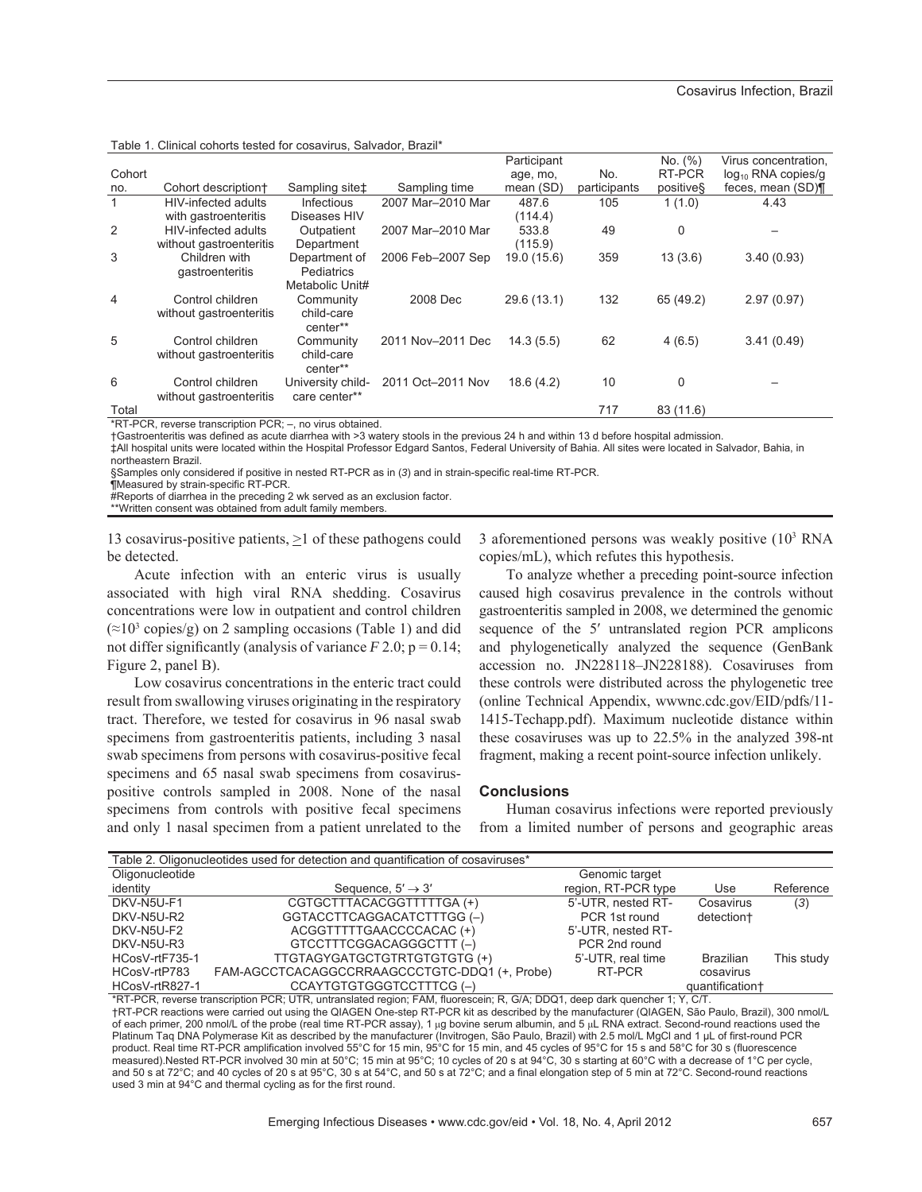Table 1. Clinical cohorts tested for cosavirus, Salvador, Brazil*

| Cohort no. | Cohort description† | Sampling site‡ | Sampling time | Participant age, mo, mean (SD) | No. participants | No. (%) RT-PCR positive§ | Virus concentration, $\log_{10}$ RNA copies/g feces, mean (SD)¶ |
|---|---|---|---|---|---|---|---|
| 1 | HIV-infected adults with gastroenteritis | Infectious Diseases HIV | 2007 Mar–2010 Mar | 487.6 (114.4) | 105 | 1 (1.0) | 4.43 |
| 2 | HIV-infected adults without gastroenteritis | Outpatient Department | 2007 Mar–2010 Mar | 533.8 (115.9) | 49 | 0 | – |
| 3 | Children with gastroenteritis | Department of Pediatrics Metabolic Unit# | 2006 Feb–2007 Sep | 19.0 (15.6) | 359 | 13 (3.6) | 3.40 (0.93) |
| 4 | Control children without gastroenteritis | Community child-care center** | 2008 Dec | 29.6 (13.1) | 132 | 65 (49.2) | 2.97 (0.97) |
| 5 | Control children without gastroenteritis | Community child-care center** | 2011 Nov–2011 Dec | 14.3 (5.5) | 62 | 4 (6.5) | 3.41 (0.49) |
| 6 | Control children without gastroenteritis | University child-care center** | 2011 Oct–2011 Nov | 18.6 (4.2) | 10 | 0 | – |
| Total | | | | | 717 | 83 (11.6) | |

*RT-PCR, reverse transcription PCR; –, no virus obtained.
†Gastroenteritis was defined as acute diarrhea with >3 watery stools in the previous 24 h and within 13 d before hospital admission.
‡All hospital units were located within the Hospital Professor Edgard Santos, Federal University of Bahia. All sites were located in Salvador, Bahia, in northeastern Brazil.
§Samples only considered if positive in nested RT-PCR as in (*3*) and in strain-specific real-time RT-PCR.
¶Measured by strain-specific RT-PCR.
#Reports of diarrhea in the preceding 2 wk served as an exclusion factor.
**Written consent was obtained from adult family members.

13 cosavirus-positive patients, ≥1 of these pathogens could be detected.

Acute infection with an enteric virus is usually associated with high viral RNA shedding. Cosavirus concentrations were low in outpatient and control children ($\approx 10^3$ copies/g) on 2 sampling occasions (Table 1) and did not differ significantly (analysis of variance $F$ 2.0; $p = 0.14$; Figure 2, panel B).

Low cosavirus concentrations in the enteric tract could result from swallowing viruses originating in the respiratory tract. Therefore, we tested for cosavirus in 96 nasal swab specimens from gastroenteritis patients, including 3 nasal swab specimens from persons with cosavirus-positive fecal specimens and 65 nasal swab specimens from cosavirus-positive controls sampled in 2008. None of the nasal specimens from controls with positive fecal specimens and only 1 nasal specimen from a patient unrelated to the 3 aforementioned persons was weakly positive ($10^3$ RNA copies/mL), which refutes this hypothesis.

To analyze whether a preceding point-source infection caused high cosavirus prevalence in the controls without gastroenteritis sampled in 2008, we determined the genomic sequence of the 5′ untranslated region PCR amplicons and phylogenetically analyzed the sequence (GenBank accession no. JN228118–JN228188). Cosaviruses from these controls were distributed across the phylogenetic tree (online Technical Appendix, wwwnc.cdc.gov/EID/pdfs/11-1415-Techapp.pdf). Maximum nucleotide distance within these cosaviruses was up to 22.5% in the analyzed 398-nt fragment, making a recent point-source infection unlikely.

## Conclusions

Human cosavirus infections were reported previously from a limited number of persons and geographic areas

Table 2. Oligonucleotides used for detection and quantification of cosaviruses*

| Oligonucleotide identity | Sequence, 5′ → 3′ | Genomic target region, RT-PCR type | Use | Reference |
|---|---|---|---|---|
| DKV-N5U-F1 | CGTGCTTTACACGGTTTTTGA (+) | 5′-UTR, nested RT-PCR 1st round | Cosavirus detection† | (*3*) |
| DKV-N5U-R2 | GGTACCTTCAGGACATCTTTGG (–) | | | |
| DKV-N5U-F2 | ACGGTTTTTGAACCCCACAC (+) | 5′-UTR, nested RT-PCR 2nd round | | |
| DKV-N5U-R3 | GTCCTTTCGGACAGGGCTTT (–) | | | |
| HCosV-rtF735-1 | TTGTAGYGATGCTGTRTGTGTGTG (+) | 5′-UTR, real time RT-PCR | Brazilian cosavirus quantification† | This study |
| HCosV-rtP783 | FAM-AGCCTCACAGGCCRRAAGCCCTGTC-DDQ1 (+, Probe) | | | |
| HCosV-rtR827-1 | CCAYTGTGTGGGTCCTTTCG (–) | | | |

*RT-PCR, reverse transcription PCR; UTR, untranslated region; FAM, fluorescein; R, G/A; DDQ1, deep dark quencher 1; Y, C/T.
†RT-PCR reactions were carried out using the QIAGEN One-step RT-PCR kit as described by the manufacturer (QIAGEN, São Paulo, Brazil), 300 nmol/L of each primer, 200 nmol/L of the probe (real time RT-PCR assay), 1 μg bovine serum albumin, and 5 μL RNA extract. Second-round reactions used the Platinum Taq DNA Polymerase Kit as described by the manufacturer (Invitrogen, São Paulo, Brazil) with 2.5 mol/L MgCl and 1 μL of first-round PCR product. Real time RT-PCR amplification involved 55°C for 15 min, 95°C for 15 min, and 45 cycles of 95°C for 15 s and 58°C for 30 s (fluorescence measured).Nested RT-PCR involved 30 min at 50°C; 15 min at 95°C; 10 cycles of 20 s at 94°C, 30 s starting at 60°C with a decrease of 1°C per cycle, and 50 s at 72°C; and 40 cycles of 20 s at 95°C, 30 s at 54°C, and 50 s at 72°C; and a final elongation step of 5 min at 72°C. Second-round reactions used 3 min at 94°C and thermal cycling as for the first round.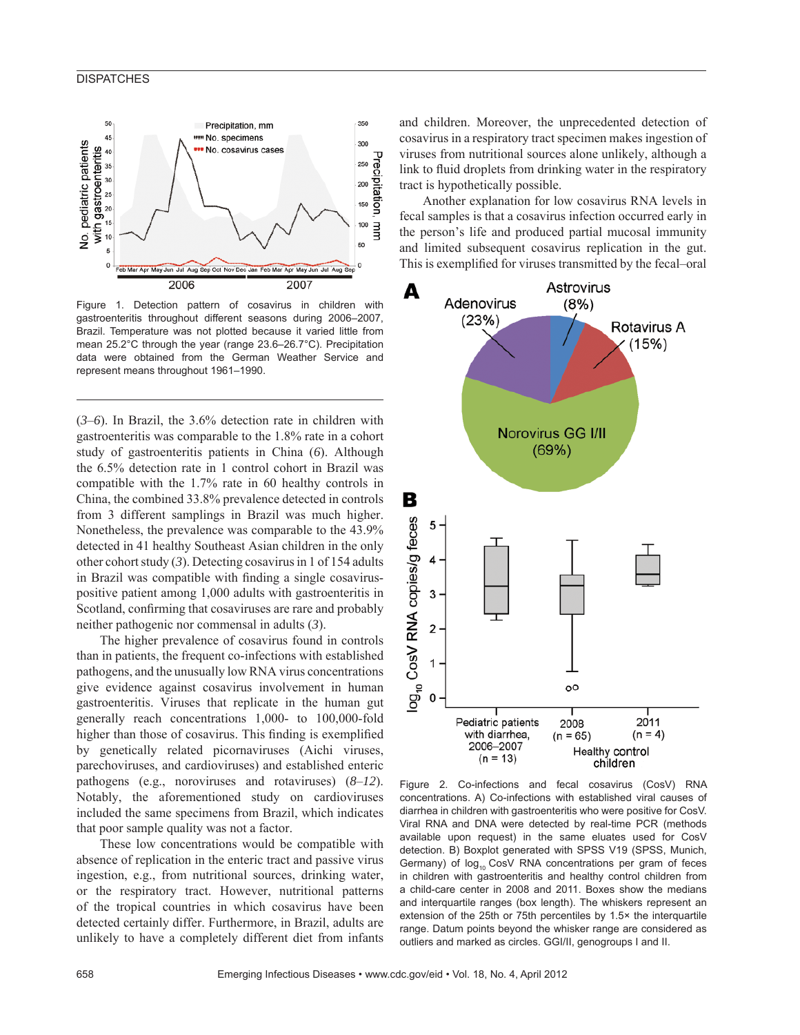Figure 1. Detection pattern of cosavirus in children with gastroenteritis throughout different seasons during 2006–2007, Brazil. Temperature was not plotted because it varied little from mean 25.2°C through the year (range 23.6–26.7°C). Precipitation data were obtained from the German Weather Service and represent means throughout 1961–1990.

(*3*–*6*). In Brazil, the 3.6% detection rate in children with gastroenteritis was comparable to the 1.8% rate in a cohort study of gastroenteritis patients in China (*6*). Although the 6.5% detection rate in 1 control cohort in Brazil was compatible with the 1.7% rate in 60 healthy controls in China, the combined 33.8% prevalence detected in controls from 3 different samplings in Brazil was much higher. Nonetheless, the prevalence was comparable to the 43.9% detected in 41 healthy Southeast Asian children in the only other cohort study (*3*). Detecting cosavirus in 1 of 154 adults in Brazil was compatible with finding a single cosavirus-positive patient among 1,000 adults with gastroenteritis in Scotland, confirming that cosaviruses are rare and probably neither pathogenic nor commensal in adults (*3*).

The higher prevalence of cosavirus found in controls than in patients, the frequent co-infections with established pathogens, and the unusually low RNA virus concentrations give evidence against cosavirus involvement in human gastroenteritis. Viruses that replicate in the human gut generally reach concentrations 1,000- to 100,000-fold higher than those of cosavirus. This finding is exemplified by genetically related picornaviruses (Aichi viruses, parechoviruses, and cardioviruses) and established enteric pathogens (e.g., noroviruses and rotaviruses) (*8*–*12*). Notably, the aforementioned study on cardioviruses included the same specimens from Brazil, which indicates that poor sample quality was not a factor.

These low concentrations would be compatible with absence of replication in the enteric tract and passive virus ingestion, e.g., from nutritional sources, drinking water, or the respiratory tract. However, nutritional patterns of the tropical countries in which cosavirus have been detected certainly differ. Furthermore, in Brazil, adults are unlikely to have a completely different diet from infants and children. Moreover, the unprecedented detection of cosavirus in a respiratory tract specimen makes ingestion of viruses from nutritional sources alone unlikely, although a link to fluid droplets from drinking water in the respiratory tract is hypothetically possible.

Another explanation for low cosavirus RNA levels in fecal samples is that a cosavirus infection occurred early in the person's life and produced partial mucosal immunity and limited subsequent cosavirus replication in the gut. This is exemplified for viruses transmitted by the fecal–oral

Figure 2. Co-infections and fecal cosavirus (CosV) RNA concentrations. A) Co-infections with established viral causes of diarrhea in children with gastroenteritis who were positive for CosV. Viral RNA and DNA were detected by real-time PCR (methods available upon request) in the same eluates used for CosV detection. B) Boxplot generated with SPSS V19 (SPSS, Munich, Germany) of $\log_{10}$ CosV RNA concentrations per gram of feces in children with gastroenteritis and healthy control children from a child-care center in 2008 and 2011. Boxes show the medians and interquartile ranges (box length). The whiskers represent an extension of the 25th or 75th percentiles by 1.5× the interquartile range. Datum points beyond the whisker range are considered as outliers and marked as circles. GGI/II, genogroups I and II.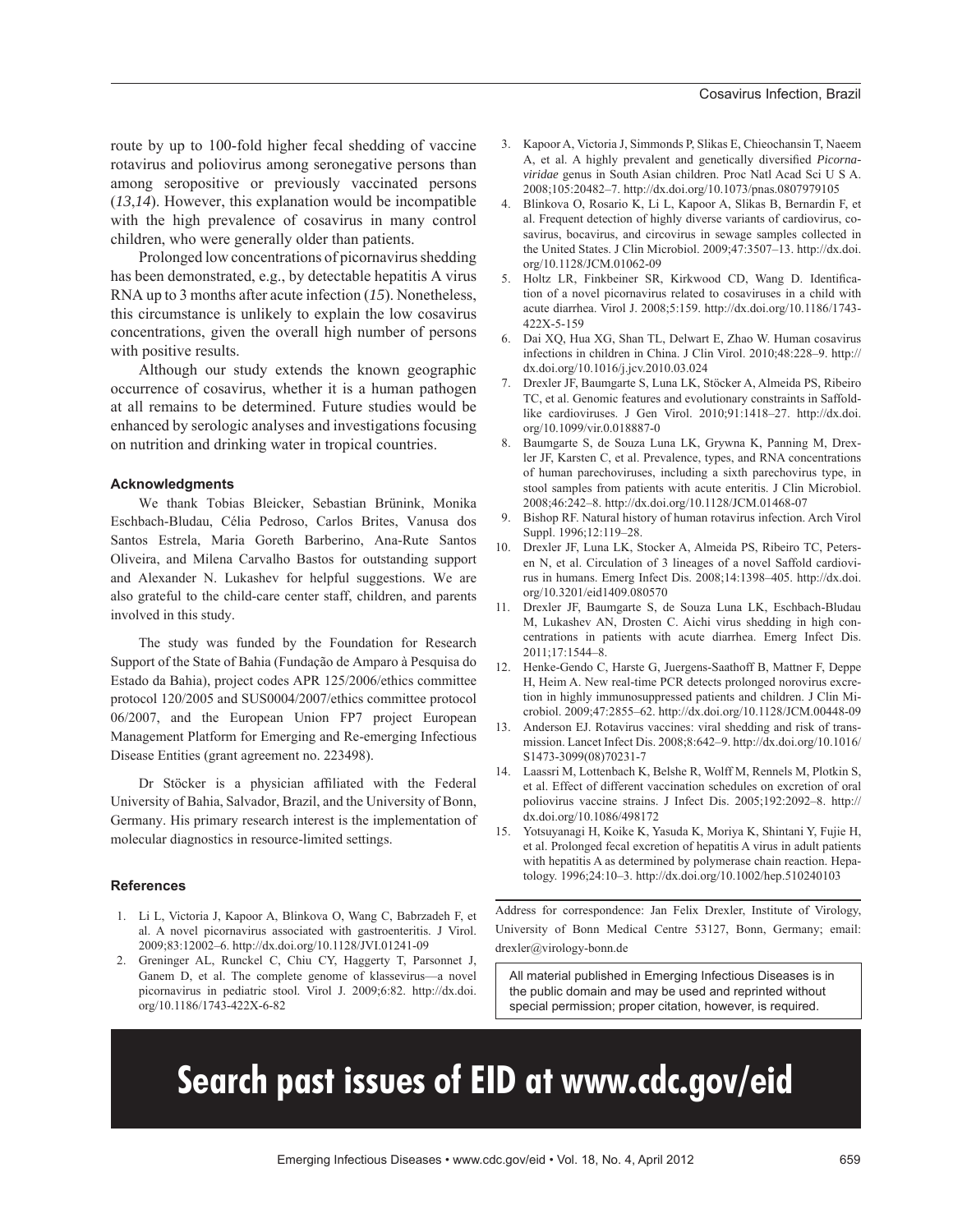route by up to 100-fold higher fecal shedding of vaccine rotavirus and poliovirus among seronegative persons than among seropositive or previously vaccinated persons (*13*,*14*). However, this explanation would be incompatible with the high prevalence of cosavirus in many control children, who were generally older than patients.

Prolonged low concentrations of picornavirus shedding has been demonstrated, e.g., by detectable hepatitis A virus RNA up to 3 months after acute infection (*15*). Nonetheless, this circumstance is unlikely to explain the low cosavirus concentrations, given the overall high number of persons with positive results.

Although our study extends the known geographic occurrence of cosavirus, whether it is a human pathogen at all remains to be determined. Future studies would be enhanced by serologic analyses and investigations focusing on nutrition and drinking water in tropical countries.

#### Acknowledgments

We thank Tobias Bleicker, Sebastian Brünink, Monika Eschbach-Bludau, Célia Pedroso, Carlos Brites, Vanusa dos Santos Estrela, Maria Goreth Barberino, Ana-Rute Santos Oliveira, and Milena Carvalho Bastos for outstanding support and Alexander N. Lukashev for helpful suggestions. We are also grateful to the child-care center staff, children, and parents involved in this study.

The study was funded by the Foundation for Research Support of the State of Bahia (Fundação de Amparo à Pesquisa do Estado da Bahia), project codes APR 125/2006/ethics committee protocol 120/2005 and SUS0004/2007/ethics committee protocol 06/2007, and the European Union FP7 project European Management Platform for Emerging and Re-emerging Infectious Disease Entities (grant agreement no. 223498).

Dr Stöcker is a physician affiliated with the Federal University of Bahia, Salvador, Brazil, and the University of Bonn, Germany. His primary research interest is the implementation of molecular diagnostics in resource-limited settings.

#### References

1. Li L, Victoria J, Kapoor A, Blinkova O, Wang C, Babrzadeh F, et al. A novel picornavirus associated with gastroenteritis. J Virol. 2009;83:12002–6. http://dx.doi.org/10.1128/JVI.01241-09
2. Greninger AL, Runckel C, Chiu CY, Haggerty T, Parsonnet J, Ganem D, et al. The complete genome of klassevirus—a novel picornavirus in pediatric stool. Virol J. 2009;6:82. http://dx.doi.org/10.1186/1743-422X-6-82
3. Kapoor A, Victoria J, Simmonds P, Slikas E, Chieochansin T, Naeem A, et al. A highly prevalent and genetically diversified *Picornaviridae* genus in South Asian children. Proc Natl Acad Sci U S A. 2008;105:20482–7. http://dx.doi.org/10.1073/pnas.0807979105
4. Blinkova O, Rosario K, Li L, Kapoor A, Slikas B, Bernardin F, et al. Frequent detection of highly diverse variants of cardiovirus, cosavirus, bocavirus, and circovirus in sewage samples collected in the United States. J Clin Microbiol. 2009;47:3507–13. http://dx.doi.org/10.1128/JCM.01062-09
5. Holtz LR, Finkbeiner SR, Kirkwood CD, Wang D. Identification of a novel picornavirus related to cosaviruses in a child with acute diarrhea. Virol J. 2008;5:159. http://dx.doi.org/10.1186/1743-422X-5-159
6. Dai XQ, Hua XG, Shan TL, Delwart E, Zhao W. Human cosavirus infections in children in China. J Clin Virol. 2010;48:228–9. http://dx.doi.org/10.1016/j.jcv.2010.03.024
7. Drexler JF, Baumgarte S, Luna LK, Stöcker A, Almeida PS, Ribeiro TC, et al. Genomic features and evolutionary constraints in Saffold-like cardioviruses. J Gen Virol. 2010;91:1418–27. http://dx.doi.org/10.1099/vir.0.018887-0
8. Baumgarte S, de Souza Luna LK, Grywna K, Panning M, Drexler JF, Karsten C, et al. Prevalence, types, and RNA concentrations of human parechoviruses, including a sixth parechovirus type, in stool samples from patients with acute enteritis. J Clin Microbiol. 2008;46:242–8. http://dx.doi.org/10.1128/JCM.01468-07
9. Bishop RF. Natural history of human rotavirus infection. Arch Virol Suppl. 1996;12:119–28.
10. Drexler JF, Luna LK, Stocker A, Almeida PS, Ribeiro TC, Petersen N, et al. Circulation of 3 lineages of a novel Saffold cardiovirus in humans. Emerg Infect Dis. 2008;14:1398–405. http://dx.doi.org/10.3201/eid1409.080570
11. Drexler JF, Baumgarte S, de Souza Luna LK, Eschbach-Bludau M, Lukashev AN, Drosten C. Aichi virus shedding in high concentrations in patients with acute diarrhea. Emerg Infect Dis. 2011;17:1544–8.
12. Henke-Gendo C, Harste G, Juergens-Saathoff B, Mattner F, Deppe H, Heim A. New real-time PCR detects prolonged norovirus excretion in highly immunosuppressed patients and children. J Clin Microbiol. 2009;47:2855–62. http://dx.doi.org/10.1128/JCM.00448-09
13. Anderson EJ. Rotavirus vaccines: viral shedding and risk of transmission. Lancet Infect Dis. 2008;8:642–9. http://dx.doi.org/10.1016/S1473-3099(08)70231-7
14. Laassri M, Lottenbach K, Belshe R, Wolff M, Rennels M, Plotkin S, et al. Effect of different vaccination schedules on excretion of oral poliovirus vaccine strains. J Infect Dis. 2005;192:2092–8. http://dx.doi.org/10.1086/498172
15. Yotsuyanagi H, Koike K, Yasuda K, Moriya K, Shintani Y, Fujie H, et al. Prolonged fecal excretion of hepatitis A virus in adult patients with hepatitis A as determined by polymerase chain reaction. Hepatology. 1996;24:10–3. http://dx.doi.org/10.1002/hep.510240103

Address for correspondence: Jan Felix Drexler, Institute of Virology, University of Bonn Medical Centre 53127, Bonn, Germany; email: drexler@virology-bonn.de

All material published in Emerging Infectious Diseases is in the public domain and may be used and reprinted without special permission; proper citation, however, is required.

**Search past issues of EID at www.cdc.gov/eid**